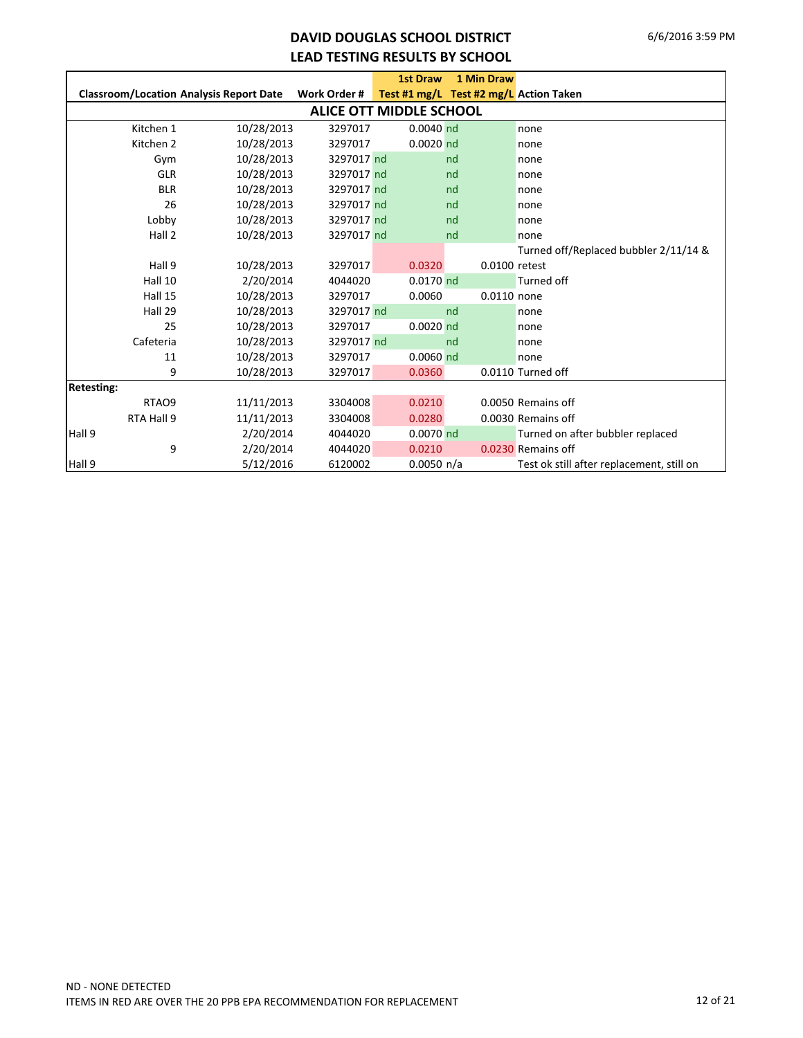# DAVID DOUGLAS SCHOOL DISTRICT
## LEAD TESTING RESULTS BY SCHOOL

| Classroom/Location | Analysis Report Date | Work Order # | 1st Draw Test #1 mg/L | 1 Min Draw Test #2 mg/L | Action Taken |
|---|---|---|---|---|---|
| **ALICE OTT MIDDLE SCHOOL** | | | | | |
| Kitchen 1 | 10/28/2013 | 3297017 | 0.0040 | nd | none |
| Kitchen 2 | 10/28/2013 | 3297017 | 0.0020 | nd | none |
| Gym | 10/28/2013 | 3297017 | nd | nd | none |
| GLR | 10/28/2013 | 3297017 | nd | nd | none |
| BLR | 10/28/2013 | 3297017 | nd | nd | none |
| 26 | 10/28/2013 | 3297017 | nd | nd | none |
| Lobby | 10/28/2013 | 3297017 | nd | nd | none |
| Hall 2 | 10/28/2013 | 3297017 | nd | nd | none |
| Hall 9 | 10/28/2013 | 3297017 | 0.0320 | 0.0100 | Turned off/Replaced bubbler 2/11/14 & retest |
| Hall 10 | 2/20/2014 | 4044020 | 0.0170 | nd | Turned off |
| Hall 15 | 10/28/2013 | 3297017 | 0.0060 | 0.0110 | none |
| Hall 29 | 10/28/2013 | 3297017 | nd | nd | none |
| 25 | 10/28/2013 | 3297017 | 0.0020 | nd | none |
| Cafeteria | 10/28/2013 | 3297017 | nd | nd | none |
| 11 | 10/28/2013 | 3297017 | 0.0060 | nd | none |
| 9 | 10/28/2013 | 3297017 | 0.0360 | 0.0110 | Turned off |
| **Retesting:** | | | | | |
| RTAO9 | 11/11/2013 | 3304008 | 0.0210 | 0.0050 | Remains off |
| RTA Hall 9 | 11/11/2013 | 3304008 | 0.0280 | 0.0030 | Remains off |
| Hall 9 | 2/20/2014 | 4044020 | 0.0070 | nd | Turned on after bubbler replaced |
| 9 | 2/20/2014 | 4044020 | 0.0210 | 0.0230 | Remains off |
| Hall 9 | 5/12/2016 | 6120002 | 0.0050 | n/a | Test ok still after replacement, still on |

ND - NONE DETECTED

ITEMS IN RED ARE OVER THE 20 PPB EPA RECOMMENDATION FOR REPLACEMENT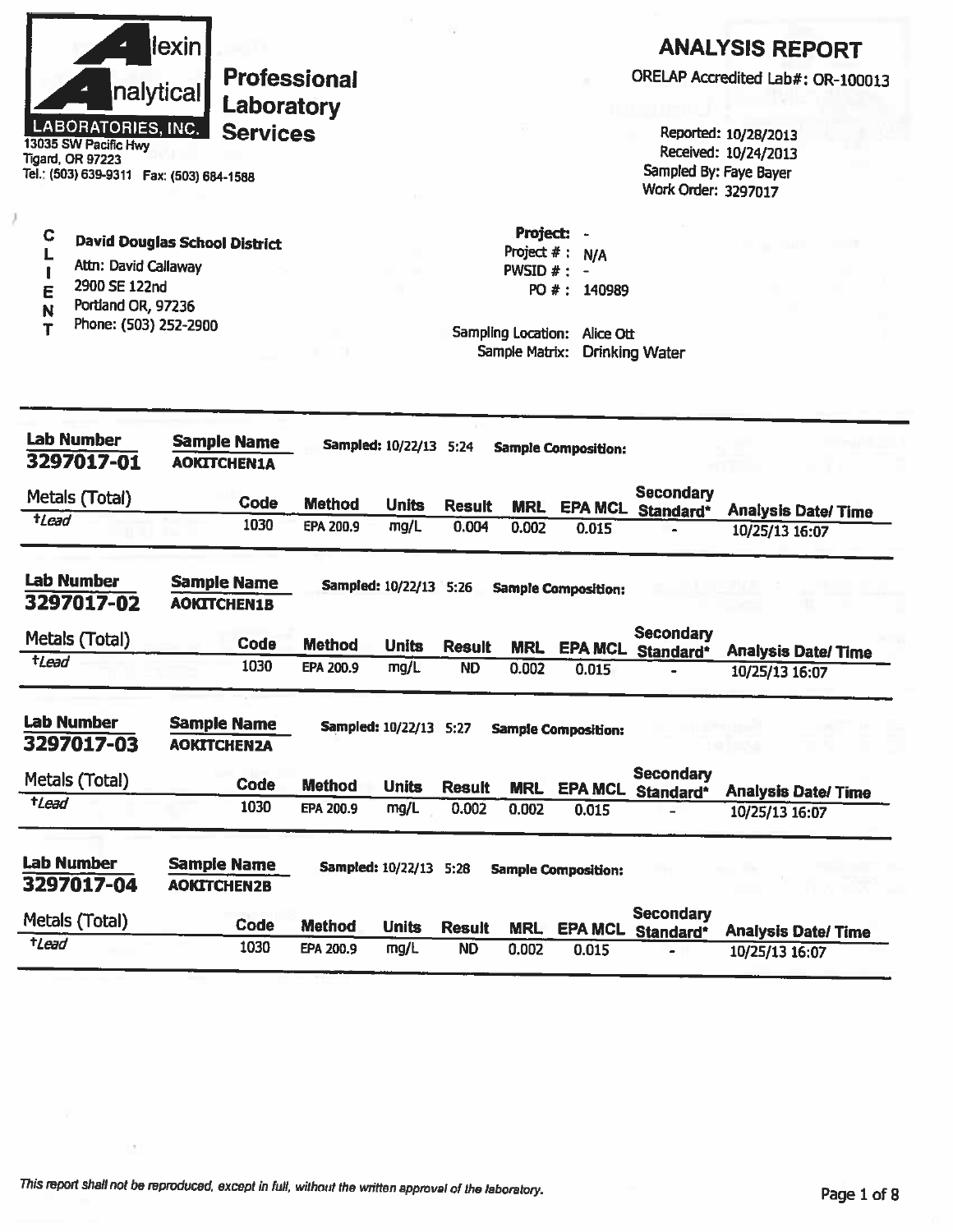**Alexin Analytical Laboratories, Inc.**

13035 SW Pacific Hwy
Tigard, OR 97223
Tel.: (503) 639-9311 Fax: (503) 684-1588

**Professional Laboratory Services**

# ANALYSIS REPORT

ORELAP Accredited Lab#: OR-100013

Reported: 10/28/2013
Received: 10/24/2013
Sampled By: Faye Bayer
Work Order: 3297017

**CLIENT**

**David Douglas School District**
Attn: David Callaway
2900 SE 122nd
Portland OR, 97236
Phone: (503) 252-2900

**Project:** -
Project # : N/A
PWSID # : -
PO # : 140989

Sampling Location: Alice Ott
Sample Matrix: Drinking Water

---

**Lab Number** 3297017-01 | **Sample Name** AOKITCHEN1A | **Sampled:** 10/22/13 5:24 | **Sample Composition:**

| Metals (Total) | Code | Method | Units | Result | MRL | EPA MCL | Secondary Standard* | Analysis Date/ Time |
|---|---|---|---|---|---|---|---|---|
| †*Lead* | 1030 | EPA 200.9 | mg/L | 0.004 | 0.002 | 0.015 | - | 10/25/13 16:07 |

**Lab Number** 3297017-02 | **Sample Name** AOKITCHEN1B | **Sampled:** 10/22/13 5:26 | **Sample Composition:**

| Metals (Total) | Code | Method | Units | Result | MRL | EPA MCL | Secondary Standard* | Analysis Date/ Time |
|---|---|---|---|---|---|---|---|---|
| †*Lead* | 1030 | EPA 200.9 | mg/L | ND | 0.002 | 0.015 | - | 10/25/13 16:07 |

**Lab Number** 3297017-03 | **Sample Name** AOKITCHEN2A | **Sampled:** 10/22/13 5:27 | **Sample Composition:**

| Metals (Total) | Code | Method | Units | Result | MRL | EPA MCL | Secondary Standard* | Analysis Date/ Time |
|---|---|---|---|---|---|---|---|---|
| †*Lead* | 1030 | EPA 200.9 | mg/L | 0.002 | 0.002 | 0.015 | - | 10/25/13 16:07 |

**Lab Number** 3297017-04 | **Sample Name** AOKITCHEN2B | **Sampled:** 10/22/13 5:28 | **Sample Composition:**

| Metals (Total) | Code | Method | Units | Result | MRL | EPA MCL | Secondary Standard* | Analysis Date/ Time |
|---|---|---|---|---|---|---|---|---|
| †*Lead* | 1030 | EPA 200.9 | mg/L | ND | 0.002 | 0.015 | - | 10/25/13 16:07 |

*This report shall not be reproduced, except in full, without the written approval of the laboratory.*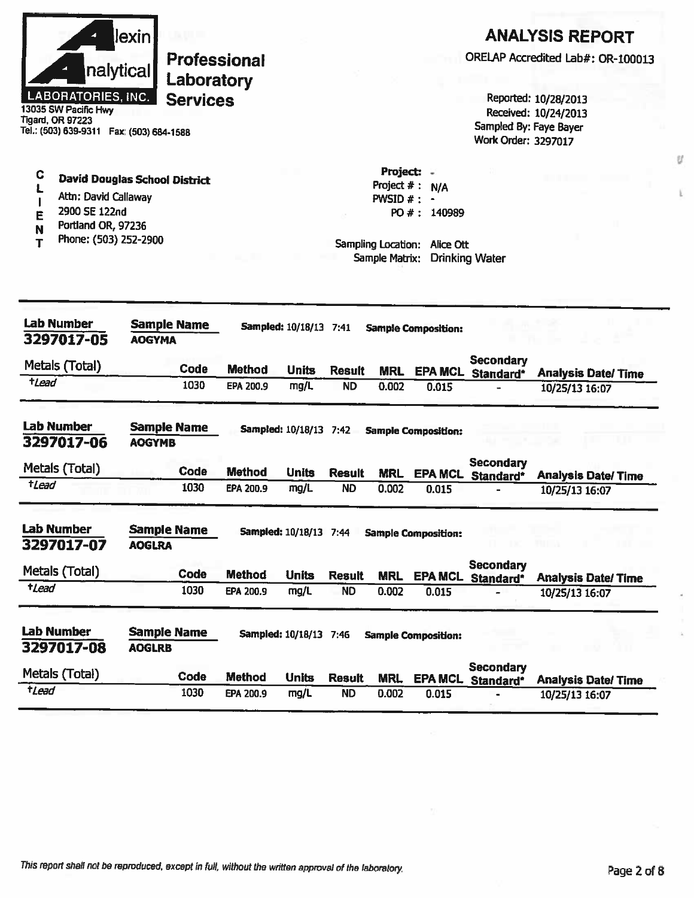# Alexin Analytical Laboratories, Inc.

**Professional Laboratory Services**

13035 SW Pacific Hwy
Tigard, OR 97223
Tel.: (503) 639-9311 Fax: (503) 684-1588

## ANALYSIS REPORT

ORELAP Accredited Lab#: OR-100013

Reported: 10/28/2013
Received: 10/24/2013
Sampled By: Faye Bayer
Work Order: 3297017

**CLIENT**

**David Douglas School District**
Attn: David Callaway
2900 SE 122nd
Portland OR, 97236
Phone: (503) 252-2900

Project: -
Project # : N/A
PWSID # : -
PO # : 140989

Sampling Location: Alice Ott
Sample Matrix: Drinking Water

---

**Lab Number** 3297017-05 | **Sample Name** AOGYMA | **Sampled:** 10/18/13 7:41 | **Sample Composition:**

| Metals (Total) | Code | Method | Units | Result | MRL | EPA MCL | Secondary Standard* | Analysis Date/ Time |
|---|---|---|---|---|---|---|---|---|
| †*Lead* | 1030 | EPA 200.9 | mg/L | ND | 0.002 | 0.015 | - | 10/25/13 16:07 |

**Lab Number** 3297017-06 | **Sample Name** AOGYMB | **Sampled:** 10/18/13 7:42 | **Sample Composition:**

| Metals (Total) | Code | Method | Units | Result | MRL | EPA MCL | Secondary Standard* | Analysis Date/ Time |
|---|---|---|---|---|---|---|---|---|
| †*Lead* | 1030 | EPA 200.9 | mg/L | ND | 0.002 | 0.015 | - | 10/25/13 16:07 |

**Lab Number** 3297017-07 | **Sample Name** AOGLRA | **Sampled:** 10/18/13 7:44 | **Sample Composition:**

| Metals (Total) | Code | Method | Units | Result | MRL | EPA MCL | Secondary Standard* | Analysis Date/ Time |
|---|---|---|---|---|---|---|---|---|
| †*Lead* | 1030 | EPA 200.9 | mg/L | ND | 0.002 | 0.015 | - | 10/25/13 16:07 |

**Lab Number** 3297017-08 | **Sample Name** AOGLRB | **Sampled:** 10/18/13 7:46 | **Sample Composition:**

| Metals (Total) | Code | Method | Units | Result | MRL | EPA MCL | Secondary Standard* | Analysis Date/ Time |
|---|---|---|---|---|---|---|---|---|
| †*Lead* | 1030 | EPA 200.9 | mg/L | ND | 0.002 | 0.015 | - | 10/25/13 16:07 |

*This report shall not be reproduced, except in full, without the written approval of the laboratory.*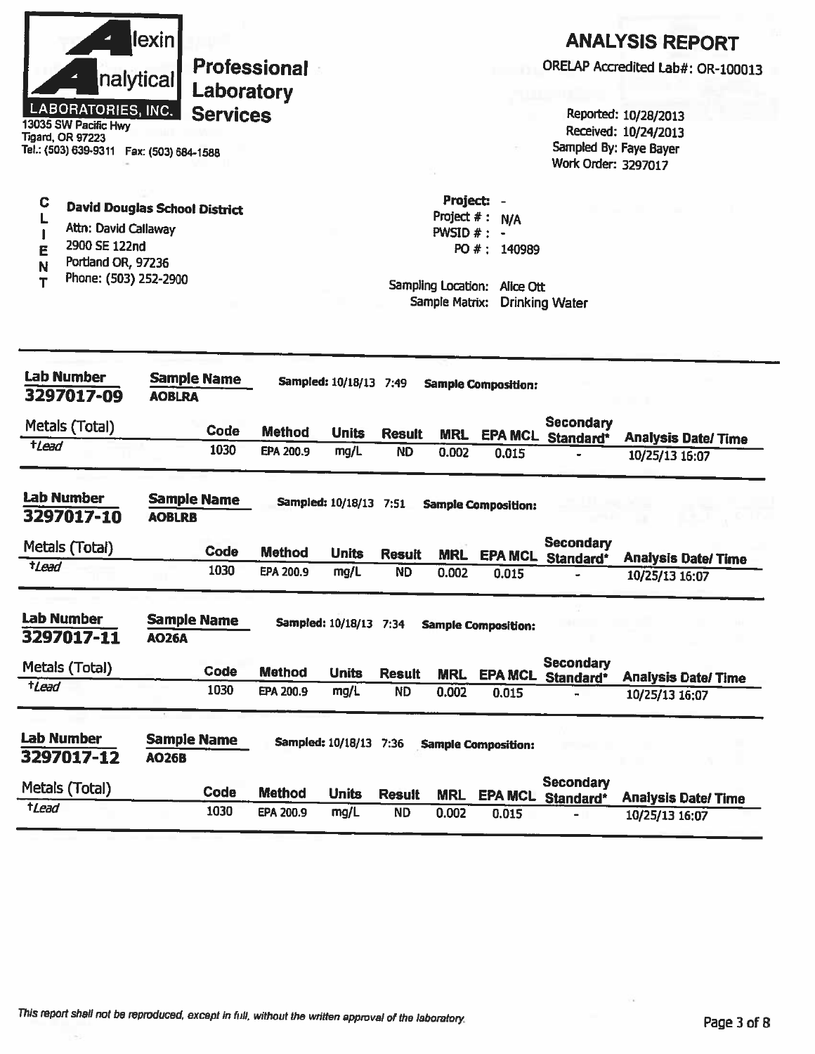**Alexin Analytical Laboratories, Inc.**

**Professional Laboratory Services**

13035 SW Pacific Hwy
Tigard, OR 97223
Tel.: (503) 639-9311 Fax: (503) 684-1588

# ANALYSIS REPORT

ORELAP Accredited Lab#: OR-100013

Reported: 10/28/2013
Received: 10/24/2013
Sampled By: Faye Bayer
Work Order: 3297017

**CLIENT**

**David Douglas School District**
Attn: David Callaway
2900 SE 122nd
Portland OR, 97236
Phone: (503) 252-2900

Project: -
Project # : N/A
PWSID # : -
PO # : 140989

Sampling Location: Alice Ott
Sample Matrix: Drinking Water

---

**Lab Number:** 3297017-09 **Sample Name:** AOBLRA **Sampled:** 10/18/13 7:49 **Sample Composition:**

| Metals (Total) | Code | Method | Units | Result | MRL | EPA MCL | Secondary Standard* | Analysis Date/ Time |
|---|---|---|---|---|---|---|---|---|
| †Lead | 1030 | EPA 200.9 | mg/L | ND | 0.002 | 0.015 | - | 10/25/13 16:07 |

**Lab Number:** 3297017-10 **Sample Name:** AOBLRB **Sampled:** 10/18/13 7:51 **Sample Composition:**

| Metals (Total) | Code | Method | Units | Result | MRL | EPA MCL | Secondary Standard* | Analysis Date/ Time |
|---|---|---|---|---|---|---|---|---|
| †Lead | 1030 | EPA 200.9 | mg/L | ND | 0.002 | 0.015 | - | 10/25/13 16:07 |

**Lab Number:** 3297017-11 **Sample Name:** AO26A **Sampled:** 10/18/13 7:34 **Sample Composition:**

| Metals (Total) | Code | Method | Units | Result | MRL | EPA MCL | Secondary Standard* | Analysis Date/ Time |
|---|---|---|---|---|---|---|---|---|
| †Lead | 1030 | EPA 200.9 | mg/L | ND | 0.002 | 0.015 | - | 10/25/13 16:07 |

**Lab Number:** 3297017-12 **Sample Name:** AO26B **Sampled:** 10/18/13 7:36 **Sample Composition:**

| Metals (Total) | Code | Method | Units | Result | MRL | EPA MCL | Secondary Standard* | Analysis Date/ Time |
|---|---|---|---|---|---|---|---|---|
| †Lead | 1030 | EPA 200.9 | mg/L | ND | 0.002 | 0.015 | - | 10/25/13 16:07 |

*This report shall not be reproduced, except in full, without the written approval of the laboratory.*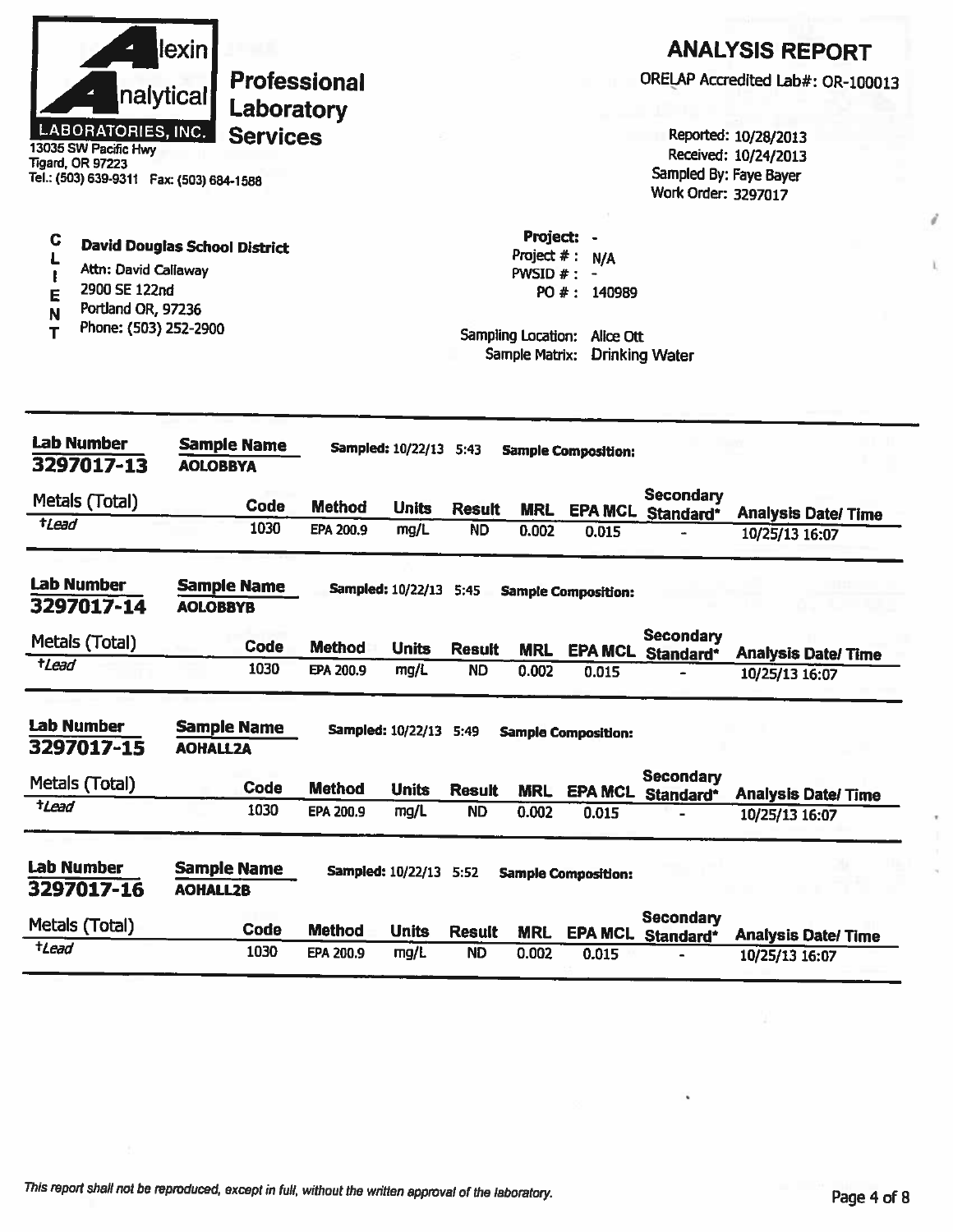**Alexin Analytical Laboratories, Inc.**

13035 SW Pacific Hwy
Tigard, OR 97223
Tel.: (503) 639-9311 Fax: (503) 684-1588

**Professional Laboratory Services**

# ANALYSIS REPORT

ORELAP Accredited Lab#: OR-100013

Reported: 10/28/2013
Received: 10/24/2013
Sampled By: Faye Bayer
Work Order: 3297017

**CLIENT**

**David Douglas School District**
Attn: David Callaway
2900 SE 122nd
Portland OR, 97236
Phone: (503) 252-2900

**Project:** -
Project # : N/A
PWSID # : -
PO # : 140989

Sampling Location: Alice Ott
Sample Matrix: Drinking Water

---

**Lab Number** 3297017-13 | **Sample Name** AOLOBBYA | **Sampled:** 10/22/13 5:43 | **Sample Composition:**

| Metals (Total) | Code | Method | Units | Result | MRL | EPA MCL | Secondary Standard* | Analysis Date/ Time |
|---|---|---|---|---|---|---|---|---|
| †*Lead* | 1030 | EPA 200.9 | mg/L | ND | 0.002 | 0.015 | - | 10/25/13 16:07 |

**Lab Number** 3297017-14 | **Sample Name** AOLOBBYB | **Sampled:** 10/22/13 5:45 | **Sample Composition:**

| Metals (Total) | Code | Method | Units | Result | MRL | EPA MCL | Secondary Standard* | Analysis Date/ Time |
|---|---|---|---|---|---|---|---|---|
| †*Lead* | 1030 | EPA 200.9 | mg/L | ND | 0.002 | 0.015 | - | 10/25/13 16:07 |

**Lab Number** 3297017-15 | **Sample Name** AOHALL2A | **Sampled:** 10/22/13 5:49 | **Sample Composition:**

| Metals (Total) | Code | Method | Units | Result | MRL | EPA MCL | Secondary Standard* | Analysis Date/ Time |
|---|---|---|---|---|---|---|---|---|
| †*Lead* | 1030 | EPA 200.9 | mg/L | ND | 0.002 | 0.015 | - | 10/25/13 16:07 |

**Lab Number** 3297017-16 | **Sample Name** AOHALL2B | **Sampled:** 10/22/13 5:52 | **Sample Composition:**

| Metals (Total) | Code | Method | Units | Result | MRL | EPA MCL | Secondary Standard* | Analysis Date/ Time |
|---|---|---|---|---|---|---|---|---|
| †*Lead* | 1030 | EPA 200.9 | mg/L | ND | 0.002 | 0.015 | - | 10/25/13 16:07 |

*This report shall not be reproduced, except in full, without the written approval of the laboratory.*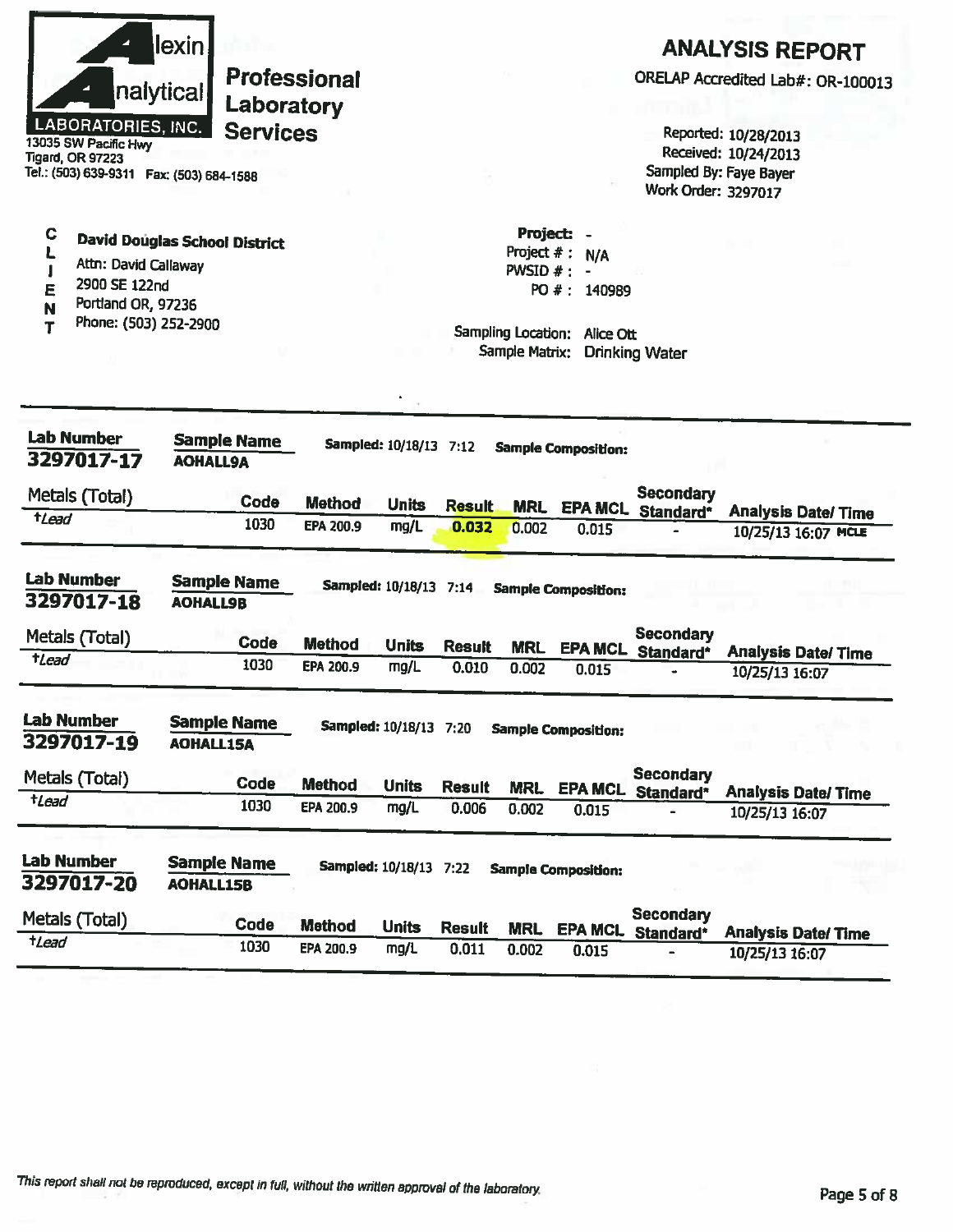# Alexin Analytical Laboratories, Inc.

**Professional Laboratory Services**

13035 SW Pacific Hwy
Tigard, OR 97223
Tel.: (503) 639-9311 Fax: (503) 684-1588

## ANALYSIS REPORT

ORELAP Accredited Lab#: OR-100013

Reported: 10/28/2013
Received: 10/24/2013
Sampled By: Faye Bayer
Work Order: 3297017

**CLIENT**

**David Douglas School District**
Attn: David Callaway
2900 SE 122nd
Portland OR, 97236
Phone: (503) 252-2900

**Project:** -
Project # : N/A
PWSID # : -
PO # : 140989

Sampling Location: Alice Ott
Sample Matrix: Drinking Water

---

**Lab Number** 3297017-17 | **Sample Name** AOHALL9A | **Sampled:** 10/18/13 7:12 | **Sample Composition:**

| Metals (Total) | Code | Method | Units | Result | MRL | EPA MCL | Secondary Standard* | Analysis Date/ Time |
|---|---|---|---|---|---|---|---|---|
| †*Lead* | 1030 | EPA 200.9 | mg/L | **0.032** | 0.002 | 0.015 | - | 10/25/13 16:07 MCLE |

**Lab Number** 3297017-18 | **Sample Name** AOHALL9B | **Sampled:** 10/18/13 7:14 | **Sample Composition:**

| Metals (Total) | Code | Method | Units | Result | MRL | EPA MCL | Secondary Standard* | Analysis Date/ Time |
|---|---|---|---|---|---|---|---|---|
| †*Lead* | 1030 | EPA 200.9 | mg/L | 0.010 | 0.002 | 0.015 | - | 10/25/13 16:07 |

**Lab Number** 3297017-19 | **Sample Name** AOHALL15A | **Sampled:** 10/18/13 7:20 | **Sample Composition:**

| Metals (Total) | Code | Method | Units | Result | MRL | EPA MCL | Secondary Standard* | Analysis Date/ Time |
|---|---|---|---|---|---|---|---|---|
| †*Lead* | 1030 | EPA 200.9 | mg/L | 0.006 | 0.002 | 0.015 | - | 10/25/13 16:07 |

**Lab Number** 3297017-20 | **Sample Name** AOHALL15B | **Sampled:** 10/18/13 7:22 | **Sample Composition:**

| Metals (Total) | Code | Method | Units | Result | MRL | EPA MCL | Secondary Standard* | Analysis Date/ Time |
|---|---|---|---|---|---|---|---|---|
| †*Lead* | 1030 | EPA 200.9 | mg/L | 0.011 | 0.002 | 0.015 | - | 10/25/13 16:07 |

*This report shall not be reproduced, except in full, without the written approval of the laboratory.*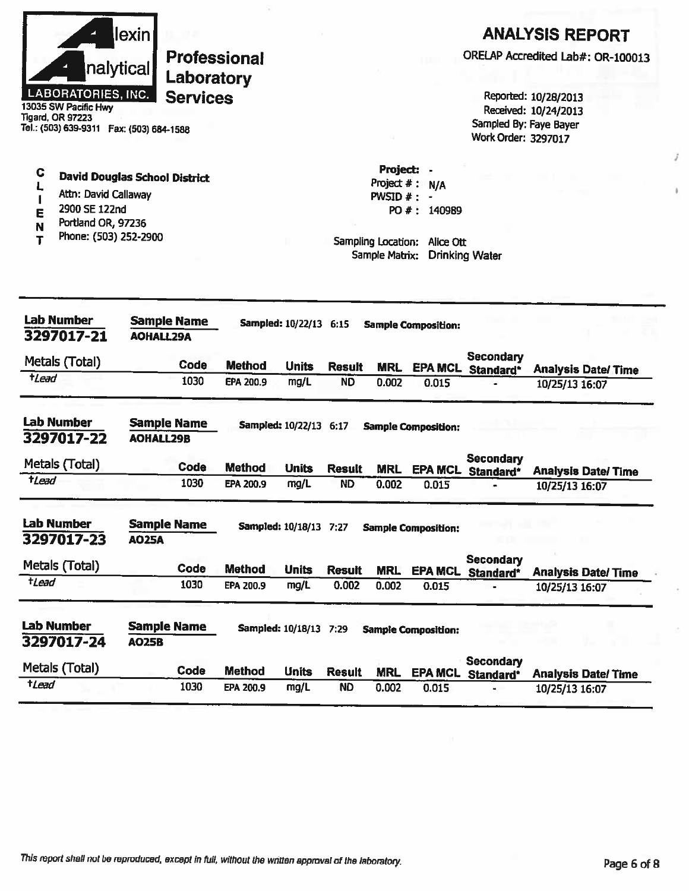**Alexin Analytical Laboratories, Inc.**

**Professional Laboratory Services**

13035 SW Pacific Hwy
Tigard, OR 97223
Tel.: (503) 639-9311 Fax: (503) 684-1588

# ANALYSIS REPORT

ORELAP Accredited Lab#: OR-100013

Reported: 10/28/2013
Received: 10/24/2013
Sampled By: Faye Bayer
Work Order: 3297017

**CLIENT**

**David Douglas School District**
Attn: David Callaway
2900 SE 122nd
Portland OR, 97236
Phone: (503) 252-2900

Project: -
Project # : N/A
PWSID # : -
PO # : 140989

Sampling Location: Alice Ott
Sample Matrix: Drinking Water

---

**Lab Number** 3297017-21 | **Sample Name** AOHALL29A | **Sampled:** 10/22/13 6:15 | **Sample Composition:**

| Metals (Total) | Code | Method | Units | Result | MRL | EPA MCL | Secondary Standard* | Analysis Date/ Time |
|---|---|---|---|---|---|---|---|---|
| †*Lead* | 1030 | EPA 200.9 | mg/L | ND | 0.002 | 0.015 | - | 10/25/13 16:07 |

**Lab Number** 3297017-22 | **Sample Name** AOHALL29B | **Sampled:** 10/22/13 6:17 | **Sample Composition:**

| Metals (Total) | Code | Method | Units | Result | MRL | EPA MCL | Secondary Standard* | Analysis Date/ Time |
|---|---|---|---|---|---|---|---|---|
| †*Lead* | 1030 | EPA 200.9 | mg/L | ND | 0.002 | 0.015 | - | 10/25/13 16:07 |

**Lab Number** 3297017-23 | **Sample Name** AO25A | **Sampled:** 10/18/13 7:27 | **Sample Composition:**

| Metals (Total) | Code | Method | Units | Result | MRL | EPA MCL | Secondary Standard* | Analysis Date/ Time |
|---|---|---|---|---|---|---|---|---|
| †*Lead* | 1030 | EPA 200.9 | mg/L | 0.002 | 0.002 | 0.015 | - | 10/25/13 16:07 |

**Lab Number** 3297017-24 | **Sample Name** AO25B | **Sampled:** 10/18/13 7:29 | **Sample Composition:**

| Metals (Total) | Code | Method | Units | Result | MRL | EPA MCL | Secondary Standard* | Analysis Date/ Time |
|---|---|---|---|---|---|---|---|---|
| †*Lead* | 1030 | EPA 200.9 | mg/L | ND | 0.002 | 0.015 | - | 10/25/13 16:07 |

*This report shall not be reproduced, except in full, without the written approval of the laboratory.*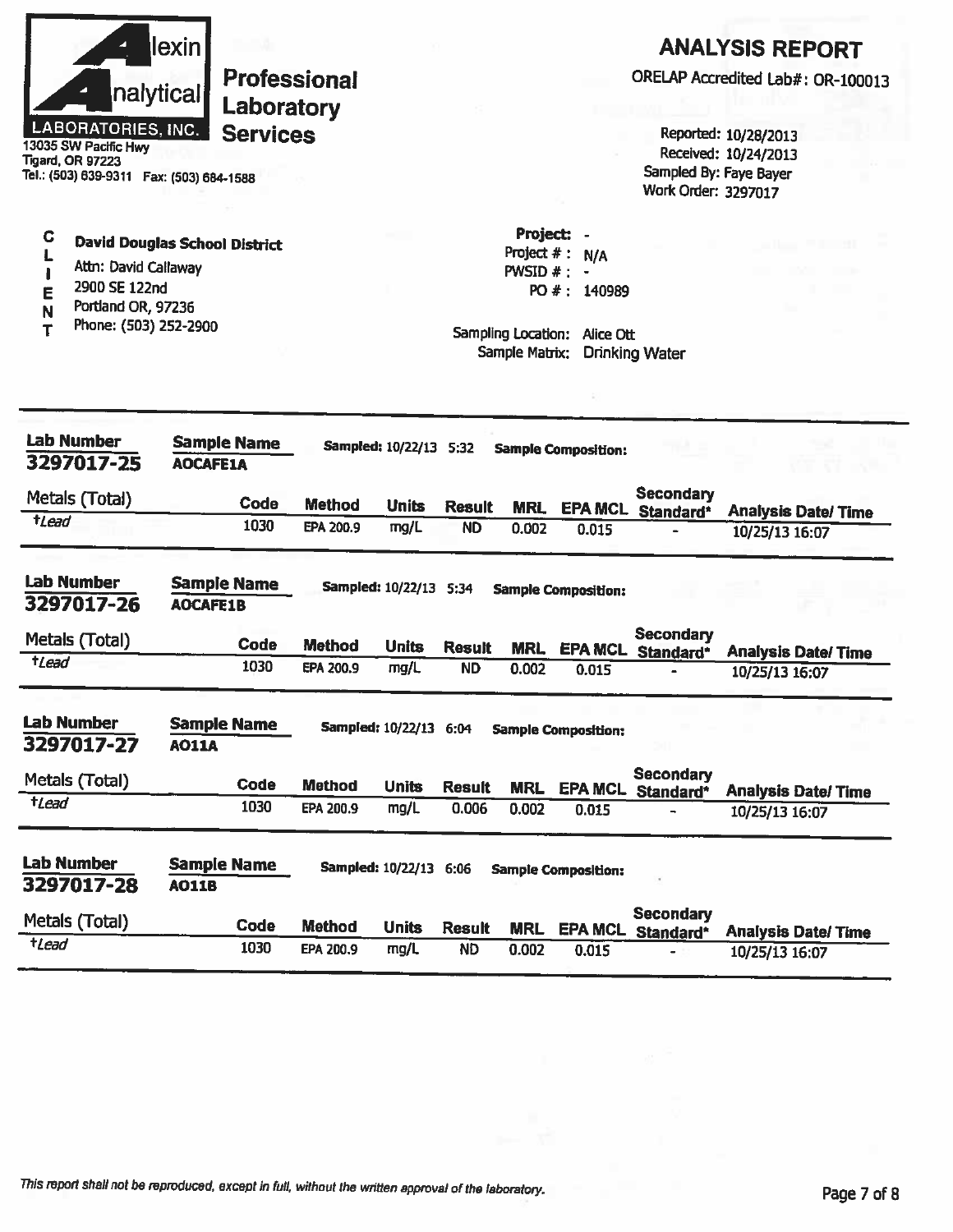# Alexin Analytical Laboratories, Inc.

13035 SW Pacific Hwy
Tigard, OR 97223
Tel.: (503) 639-9311 Fax: (503) 684-1588

**Professional Laboratory Services**

## ANALYSIS REPORT

ORELAP Accredited Lab#: OR-100013

Reported: 10/28/2013
Received: 10/24/2013
Sampled By: Faye Bayer
Work Order: 3297017

**CLIENT**

**David Douglas School District**
Attn: David Callaway
2900 SE 122nd
Portland OR, 97236
Phone: (503) 252-2900

**Project:** -
Project # : N/A
PWSID # : -
PO # : 140989

Sampling Location: Alice Ott
Sample Matrix: Drinking Water

---

**Lab Number** 3297017-25 | **Sample Name** AOCAFE1A | **Sampled:** 10/22/13 5:32 | **Sample Composition:**

| Metals (Total) | Code | Method | Units | Result | MRL | EPA MCL | Secondary Standard* | Analysis Date/ Time |
|---|---|---|---|---|---|---|---|---|
| †*Lead* | 1030 | EPA 200.9 | mg/L | ND | 0.002 | 0.015 | - | 10/25/13 16:07 |

**Lab Number** 3297017-26 | **Sample Name** AOCAFE1B | **Sampled:** 10/22/13 5:34 | **Sample Composition:**

| Metals (Total) | Code | Method | Units | Result | MRL | EPA MCL | Secondary Standard* | Analysis Date/ Time |
|---|---|---|---|---|---|---|---|---|
| †*Lead* | 1030 | EPA 200.9 | mg/L | ND | 0.002 | 0.015 | - | 10/25/13 16:07 |

**Lab Number** 3297017-27 | **Sample Name** AO11A | **Sampled:** 10/22/13 6:04 | **Sample Composition:**

| Metals (Total) | Code | Method | Units | Result | MRL | EPA MCL | Secondary Standard* | Analysis Date/ Time |
|---|---|---|---|---|---|---|---|---|
| †*Lead* | 1030 | EPA 200.9 | mg/L | 0.006 | 0.002 | 0.015 | - | 10/25/13 16:07 |

**Lab Number** 3297017-28 | **Sample Name** AO11B | **Sampled:** 10/22/13 6:06 | **Sample Composition:**

| Metals (Total) | Code | Method | Units | Result | MRL | EPA MCL | Secondary Standard* | Analysis Date/ Time |
|---|---|---|---|---|---|---|---|---|
| †*Lead* | 1030 | EPA 200.9 | mg/L | ND | 0.002 | 0.015 | - | 10/25/13 16:07 |

*This report shall not be reproduced, except in full, without the written approval of the laboratory.*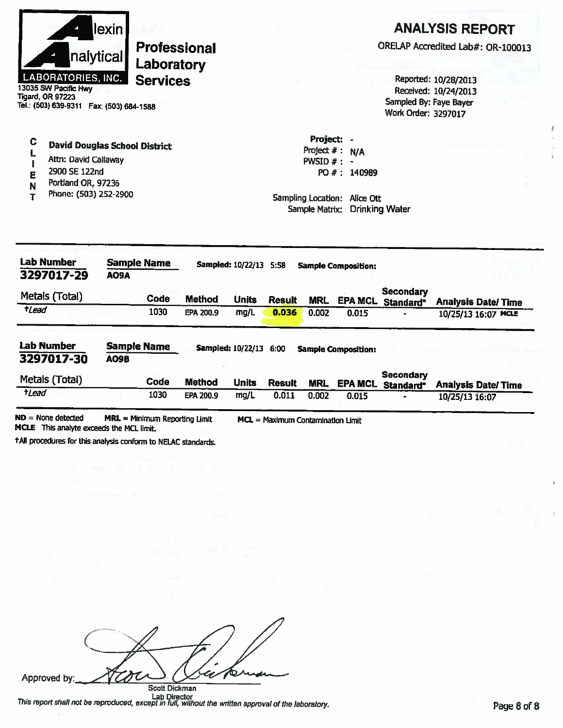**Alexin Analytical Laboratories, Inc.**

**Professional Laboratory Services**

13035 SW Pacific Hwy
Tigard, OR 97223
Tel.: (503) 639-9311 Fax: (503) 684-1588

# ANALYSIS REPORT

ORELAP Accredited Lab#: OR-100013

Reported: 10/28/2013
Received: 10/24/2013
Sampled By: Faye Bayer
Work Order: 3297017

**CLIENT**

**David Douglas School District**
Attn: David Callaway
2900 SE 122nd
Portland OR, 97236
Phone: (503) 252-2900

**Project:** -
Project # : N/A
PWSID # : -
PO # : 140989

Sampling Location: Alice Ott
Sample Matrix: Drinking Water

---

**Lab Number** 3297017-29 | **Sample Name** A09A | **Sampled:** 10/22/13 5:58 | **Sample Composition:**

| Metals (Total) | Code | Method | Units | Result | MRL | EPA MCL | Secondary Standard* | Analysis Date/ Time |
|---|---|---|---|---|---|---|---|---|
| †*Lead* | 1030 | EPA 200.9 | mg/L | **0.036** | 0.002 | 0.015 | - | 10/25/13 16:07 MCLE |

**Lab Number** 3297017-30 | **Sample Name** A09B | **Sampled:** 10/22/13 6:00 | **Sample Composition:**

| Metals (Total) | Code | Method | Units | Result | MRL | EPA MCL | Secondary Standard* | Analysis Date/ Time |
|---|---|---|---|---|---|---|---|---|
| †*Lead* | 1030 | EPA 200.9 | mg/L | 0.011 | 0.002 | 0.015 | - | 10/25/13 16:07 |

**ND** = None detected **MRL** = Minimum Reporting Limit **MCL** = Maximum Contamination Limit
**MCLE** This analyte exceeds the MCL limit.

†All procedures for this analysis conform to NELAC standards.

Approved by: _______________
Scott Dickman
Lab Director

*This report shall not be reproduced, except in full, without the written approval of the laboratory.*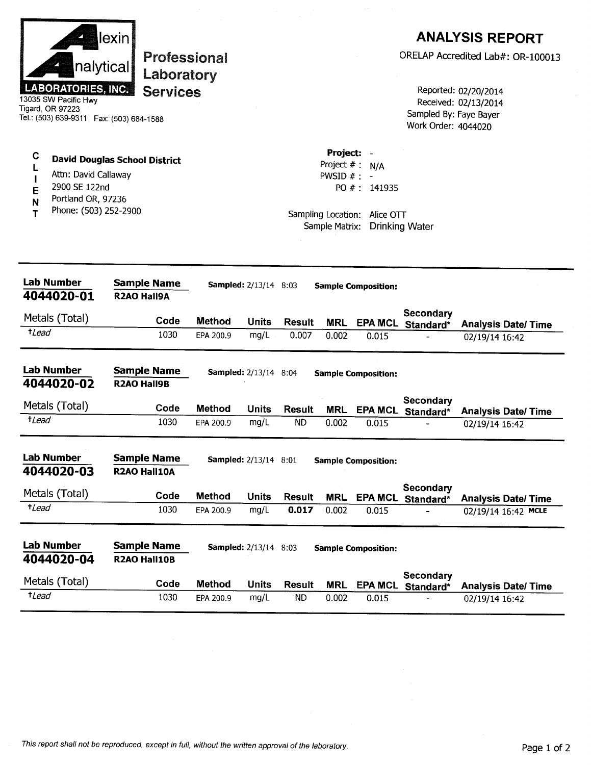**Alexin Analytical LABORATORIES, INC.**
13035 SW Pacific Hwy
Tigard, OR 97223
Tel.: (503) 639-9311 Fax: (503) 684-1588

**Professional Laboratory Services**

# ANALYSIS REPORT

ORELAP Accredited Lab#: OR-100013

Reported: 02/20/2014
Received: 02/13/2014
Sampled By: Faye Bayer
Work Order: 4044020

**CLIENT**

**David Douglas School District**
Attn: David Callaway
2900 SE 122nd
Portland OR, 97236
Phone: (503) 252-2900

**Project:** -
Project # : N/A
PWSID # : -
PO # : 141935

Sampling Location: Alice OTT
Sample Matrix: Drinking Water

---

**Lab Number** 4044020-01 | **Sample Name** R2AO Hall9A | **Sampled:** 2/13/14 8:03 | **Sample Composition:**

| Metals (Total) | Code | Method | Units | Result | MRL | EPA MCL | Secondary Standard* | Analysis Date/ Time |
|---|---|---|---|---|---|---|---|---|
| †*Lead* | 1030 | EPA 200.9 | mg/L | 0.007 | 0.002 | 0.015 | - | 02/19/14 16:42 |

**Lab Number** 4044020-02 | **Sample Name** R2AO Hall9B | **Sampled:** 2/13/14 8:04 | **Sample Composition:**

| Metals (Total) | Code | Method | Units | Result | MRL | EPA MCL | Secondary Standard* | Analysis Date/ Time |
|---|---|---|---|---|---|---|---|---|
| †*Lead* | 1030 | EPA 200.9 | mg/L | ND | 0.002 | 0.015 | - | 02/19/14 16:42 |

**Lab Number** 4044020-03 | **Sample Name** R2AO Hall10A | **Sampled:** 2/13/14 8:01 | **Sample Composition:**

| Metals (Total) | Code | Method | Units | Result | MRL | EPA MCL | Secondary Standard* | Analysis Date/ Time |
|---|---|---|---|---|---|---|---|---|
| †*Lead* | 1030 | EPA 200.9 | mg/L | **0.017** | 0.002 | 0.015 | - | 02/19/14 16:42 MCLE |

**Lab Number** 4044020-04 | **Sample Name** R2AO Hall10B | **Sampled:** 2/13/14 8:03 | **Sample Composition:**

| Metals (Total) | Code | Method | Units | Result | MRL | EPA MCL | Secondary Standard* | Analysis Date/ Time |
|---|---|---|---|---|---|---|---|---|
| †*Lead* | 1030 | EPA 200.9 | mg/L | ND | 0.002 | 0.015 | - | 02/19/14 16:42 |

*This report shall not be reproduced, except in full, without the written approval of the laboratory.*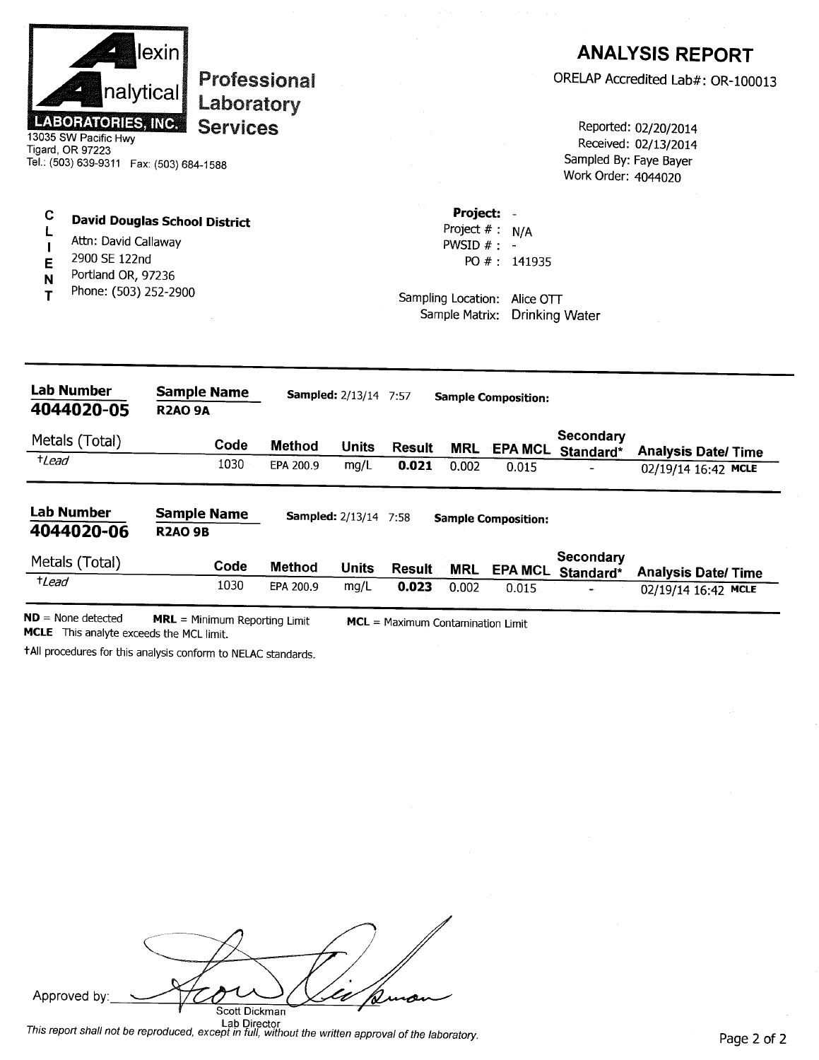**Alexin Analytical Laboratories, Inc.**

**Professional Laboratory Services**

13035 SW Pacific Hwy
Tigard, OR 97223
Tel.: (503) 639-9311 Fax: (503) 684-1588

# ANALYSIS REPORT

ORELAP Accredited Lab#: OR-100013

Reported: 02/20/2014
Received: 02/13/2014
Sampled By: Faye Bayer
Work Order: 4044020

**CLIENT**

**David Douglas School District**
Attn: David Callaway
2900 SE 122nd
Portland OR, 97236
Phone: (503) 252-2900

**Project:** -
Project # : N/A
PWSID # : -
PO # : 141935

Sampling Location: Alice OTT
Sample Matrix: Drinking Water

**Lab Number:** **4044020-05** | **Sample Name:** **R2AO 9A** | **Sampled:** 2/13/14 7:57 | **Sample Composition:**

| Metals (Total) | Code | Method | Units | Result | MRL | EPA MCL | Secondary Standard* | Analysis Date/ Time |
|---|---|---|---|---|---|---|---|---|
| †*Lead* | 1030 | EPA 200.9 | mg/L | **0.021** | 0.002 | 0.015 | - | 02/19/14 16:42 **MCLE** |

**Lab Number:** **4044020-06** | **Sample Name:** **R2AO 9B** | **Sampled:** 2/13/14 7:58 | **Sample Composition:**

| Metals (Total) | Code | Method | Units | Result | MRL | EPA MCL | Secondary Standard* | Analysis Date/ Time |
|---|---|---|---|---|---|---|---|---|
| †*Lead* | 1030 | EPA 200.9 | mg/L | **0.023** | 0.002 | 0.015 | - | 02/19/14 16:42 **MCLE** |

**ND** = None detected **MRL** = Minimum Reporting Limit **MCL** = Maximum Contamination Limit
**MCLE** This analyte exceeds the MCL limit.

†All procedures for this analysis conform to NELAC standards.

Approved by: Scott Dickman
Lab Director

*This report shall not be reproduced, except in full, without the written approval of the laboratory.*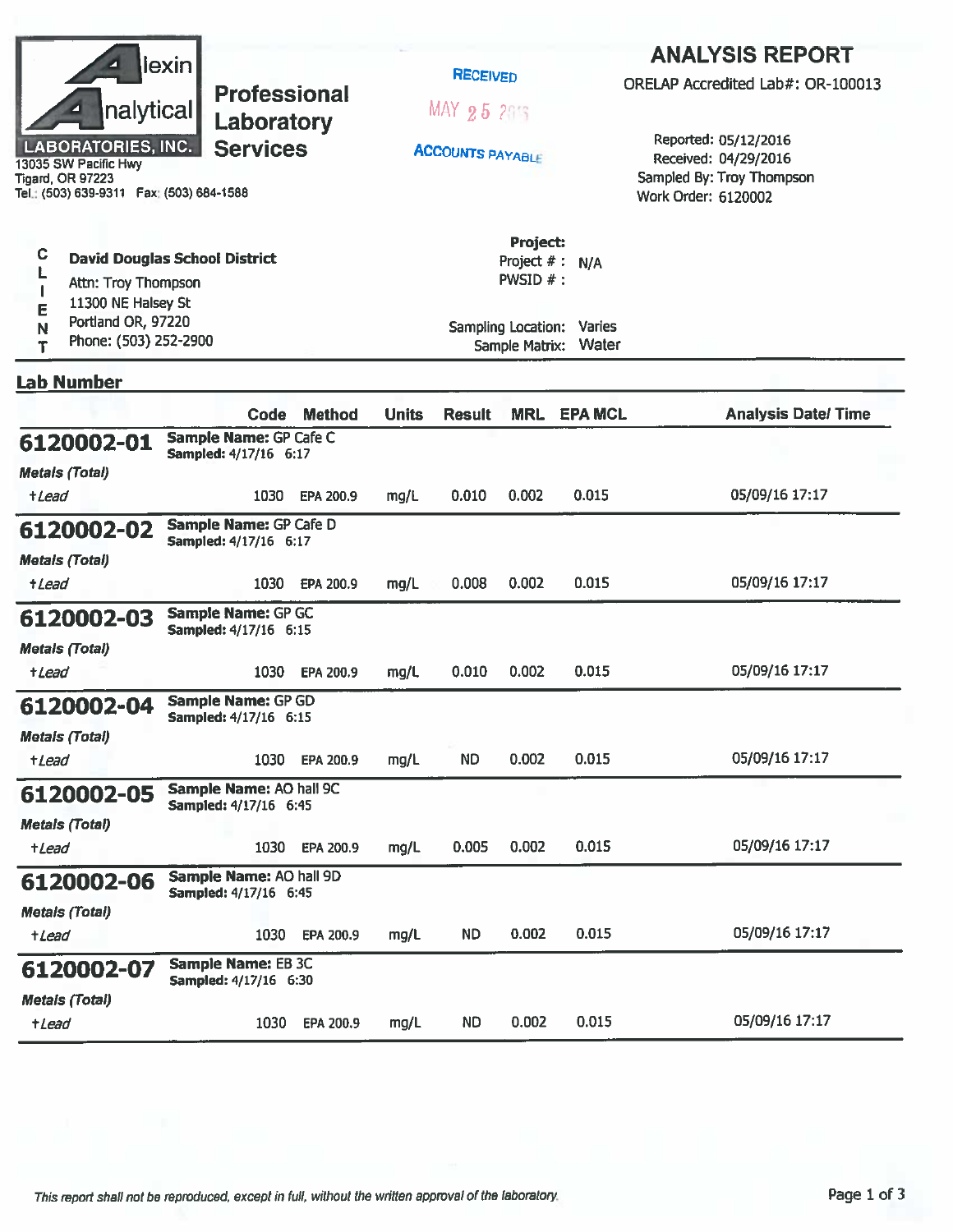**Alexin Analytical Laboratories, Inc.**

**Professional Laboratory Services**

13035 SW Pacific Hwy
Tigard, OR 97223
Tel.: (503) 639-9311 Fax: (503) 684-1588

RECEIVED
MAY 25 2016
ACCOUNTS PAYABLE

# ANALYSIS REPORT

ORELAP Accredited Lab#: OR-100013

Reported: 05/12/2016
Received: 04/29/2016
Sampled By: Troy Thompson
Work Order: 6120002

**CLIENT**

**David Douglas School District**
Attn: Troy Thompson
11300 NE Halsey St
Portland OR, 97220
Phone: (503) 252-2900

**Project:**
Project # : N/A
PWSID # :

Sampling Location: Varies
Sample Matrix: Water

## Lab Number

| Lab Number | | Code | Method | Units | Result | MRL | EPA MCL | Analysis Date/ Time |
|---|---|---|---|---|---|---|---|---|
| **6120002-01** | **Sample Name:** GP Cafe C **Sampled:** 4/17/16 6:17 | | | | | | | |
| *Metals (Total)* | | | | | | | | |
| +*Lead* | | 1030 | EPA 200.9 | mg/L | 0.010 | 0.002 | 0.015 | 05/09/16 17:17 |
| **6120002-02** | **Sample Name:** GP Cafe D **Sampled:** 4/17/16 6:17 | | | | | | | |
| *Metals (Total)* | | | | | | | | |
| +*Lead* | | 1030 | EPA 200.9 | mg/L | 0.008 | 0.002 | 0.015 | 05/09/16 17:17 |
| **6120002-03** | **Sample Name:** GP GC **Sampled:** 4/17/16 6:15 | | | | | | | |
| *Metals (Total)* | | | | | | | | |
| +*Lead* | | 1030 | EPA 200.9 | mg/L | 0.010 | 0.002 | 0.015 | 05/09/16 17:17 |
| **6120002-04** | **Sample Name:** GP GD **Sampled:** 4/17/16 6:15 | | | | | | | |
| *Metals (Total)* | | | | | | | | |
| +*Lead* | | 1030 | EPA 200.9 | mg/L | ND | 0.002 | 0.015 | 05/09/16 17:17 |
| **6120002-05** | **Sample Name:** AO hall 9C **Sampled:** 4/17/16 6:45 | | | | | | | |
| *Metals (Total)* | | | | | | | | |
| +*Lead* | | 1030 | EPA 200.9 | mg/L | 0.005 | 0.002 | 0.015 | 05/09/16 17:17 |
| **6120002-06** | **Sample Name:** AO hall 9D **Sampled:** 4/17/16 6:45 | | | | | | | |
| *Metals (Total)* | | | | | | | | |
| +*Lead* | | 1030 | EPA 200.9 | mg/L | ND | 0.002 | 0.015 | 05/09/16 17:17 |
| **6120002-07** | **Sample Name:** EB 3C **Sampled:** 4/17/16 6:30 | | | | | | | |
| *Metals (Total)* | | | | | | | | |
| +*Lead* | | 1030 | EPA 200.9 | mg/L | ND | 0.002 | 0.015 | 05/09/16 17:17 |

*This report shall not be reproduced, except in full, without the written approval of the laboratory.*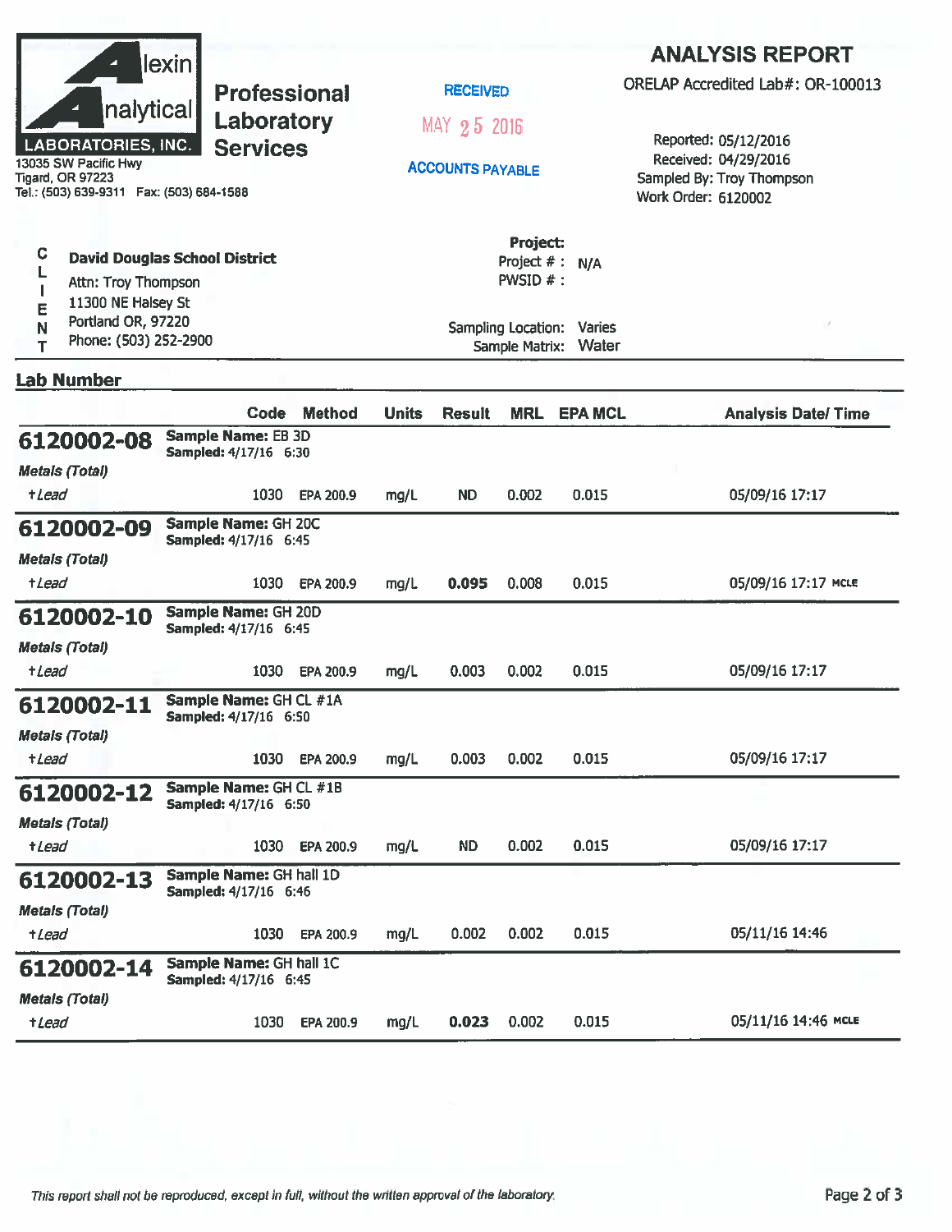**Alexin Analytical LABORATORIES, INC.**
13035 SW Pacific Hwy
Tigard, OR 97223
Tel.: (503) 639-9311 Fax: (503) 684-1588

**Professional Laboratory Services**

RECEIVED
MAY 25 2016
ACCOUNTS PAYABLE

## ANALYSIS REPORT

ORELAP Accredited Lab#: OR-100013

Reported: 05/12/2016
Received: 04/29/2016
Sampled By: Troy Thompson
Work Order: 6120002

**CLIENT**

**David Douglas School District**
Attn: Troy Thompson
11300 NE Halsey St
Portland OR, 97220
Phone: (503) 252-2900

**Project:**
Project # : N/A
PWSID # :

Sampling Location: Varies
Sample Matrix: Water

**Lab Number**

| Lab Number | | Code | Method | Units | Result | MRL | EPA MCL | Analysis Date/ Time |
|---|---|---|---|---|---|---|---|---|
| **6120002-08** | **Sample Name:** EB 3D **Sampled:** 4/17/16 6:30 | | | | | | | |
| *Metals (Total)* | | | | | | | | |
| †*Lead* | | 1030 | EPA 200.9 | mg/L | ND | 0.002 | 0.015 | 05/09/16 17:17 |
| **6120002-09** | **Sample Name:** GH 20C **Sampled:** 4/17/16 6:45 | | | | | | | |
| *Metals (Total)* | | | | | | | | |
| †*Lead* | | 1030 | EPA 200.9 | mg/L | **0.095** | 0.008 | 0.015 | 05/09/16 17:17 MCLE |
| **6120002-10** | **Sample Name:** GH 20D **Sampled:** 4/17/16 6:45 | | | | | | | |
| *Metals (Total)* | | | | | | | | |
| †*Lead* | | 1030 | EPA 200.9 | mg/L | 0.003 | 0.002 | 0.015 | 05/09/16 17:17 |
| **6120002-11** | **Sample Name:** GH CL #1A **Sampled:** 4/17/16 6:50 | | | | | | | |
| *Metals (Total)* | | | | | | | | |
| †*Lead* | | 1030 | EPA 200.9 | mg/L | 0.003 | 0.002 | 0.015 | 05/09/16 17:17 |
| **6120002-12** | **Sample Name:** GH CL #1B **Sampled:** 4/17/16 6:50 | | | | | | | |
| *Metals (Total)* | | | | | | | | |
| †*Lead* | | 1030 | EPA 200.9 | mg/L | ND | 0.002 | 0.015 | 05/09/16 17:17 |
| **6120002-13** | **Sample Name:** GH hall 1D **Sampled:** 4/17/16 6:46 | | | | | | | |
| *Metals (Total)* | | | | | | | | |
| †*Lead* | | 1030 | EPA 200.9 | mg/L | 0.002 | 0.002 | 0.015 | 05/11/16 14:46 |
| **6120002-14** | **Sample Name:** GH hall 1C **Sampled:** 4/17/16 6:45 | | | | | | | |
| *Metals (Total)* | | | | | | | | |
| †*Lead* | | 1030 | EPA 200.9 | mg/L | **0.023** | 0.002 | 0.015 | 05/11/16 14:46 MCLE |

*This report shall not be reproduced, except in full, without the written approval of the laboratory.*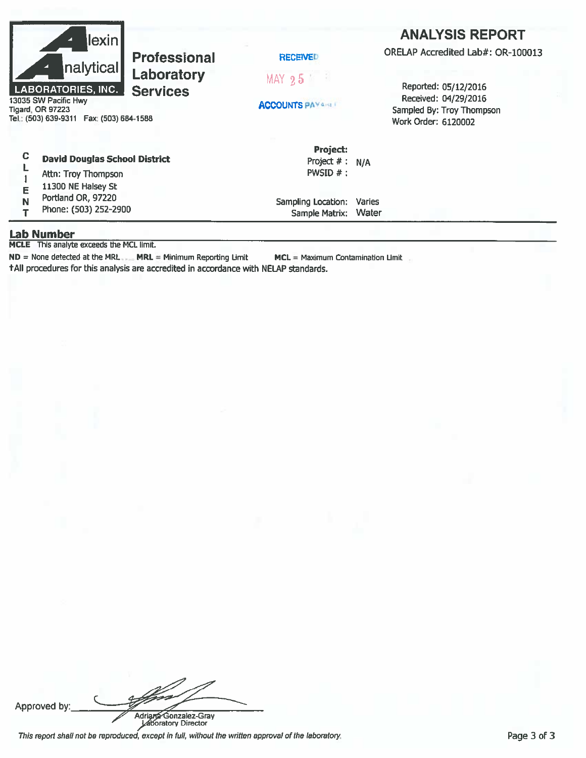**Alexin Analytical Laboratories, Inc.**

**Professional Laboratory Services**

13035 SW Pacific Hwy
Tigard, OR 97223
Tel.: (503) 639-9311 Fax: (503) 684-1588

RECEIVED
MAY 25
ACCOUNTS PAYABLE

## ANALYSIS REPORT

ORELAP Accredited Lab#: OR-100013

Reported: 05/12/2016
Received: 04/29/2016
Sampled By: Troy Thompson
Work Order: 6120002

**CLIENT**

**David Douglas School District**
Attn: Troy Thompson
11300 NE Halsey St
Portland OR, 97220
Phone: (503) 252-2900

**Project:**
Project # : N/A
PWSID # :

Sampling Location: Varies
Sample Matrix: Water

### Lab Number

**MCLE** This analyte exceeds the MCL limit.

**ND** = None detected at the MRL **MRL** = Minimum Reporting Limit **MCL** = Maximum Contamination Limit

†All procedures for this analysis are accredited in accordance with NELAP standards.

Approved by: Adriana Gonzalez-Gray
Laboratory Director

*This report shall not be reproduced, except in full, without the written approval of the laboratory.*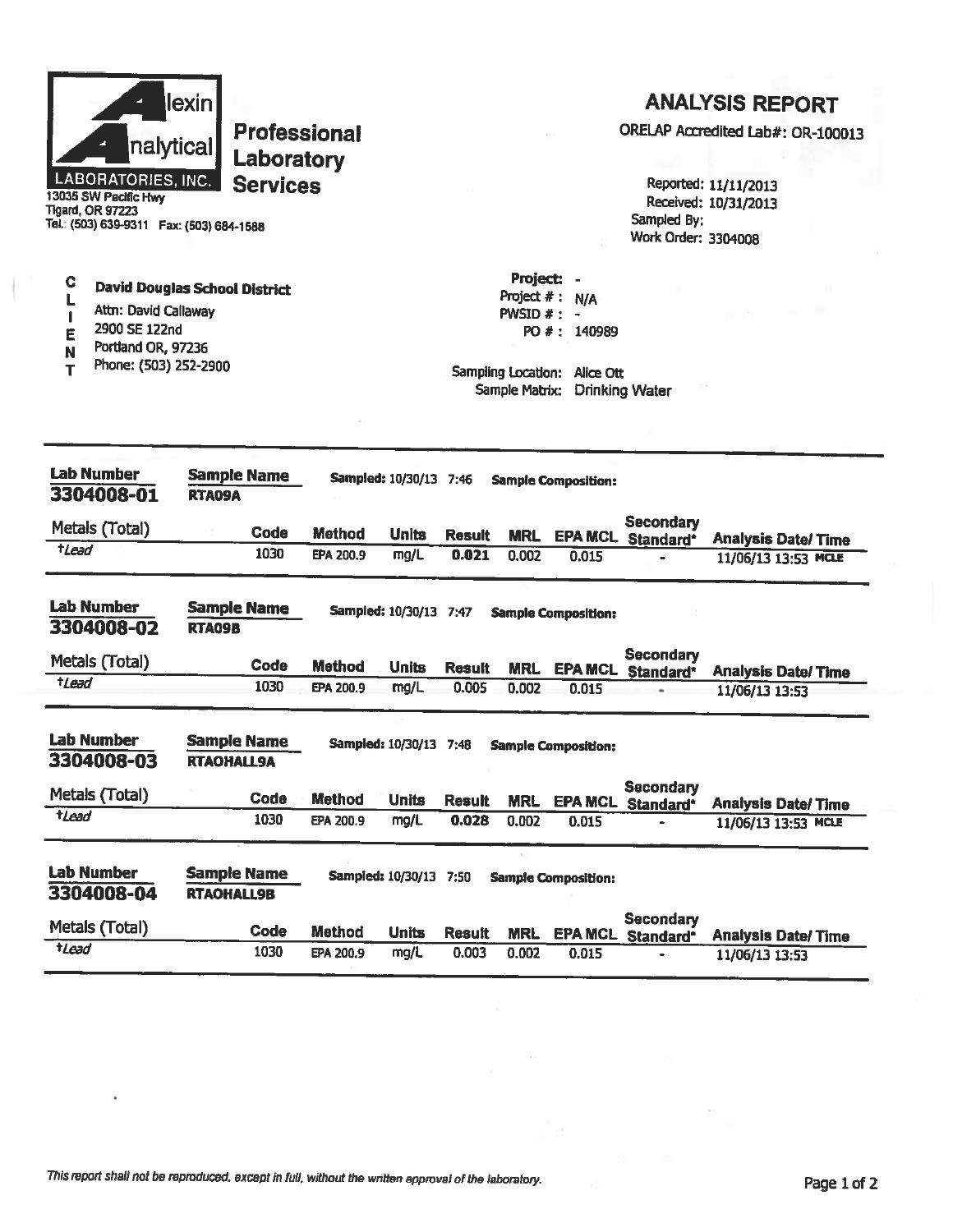**Alexin Analytical LABORATORIES, INC.**
13035 SW Pacific Hwy
Tigard, OR 97223
Tel.: (503) 639-9311 Fax: (503) 684-1588

**Professional Laboratory Services**

## ANALYSIS REPORT

ORELAP Accredited Lab#: OR-100013

Reported: 11/11/2013
Received: 10/31/2013
Sampled By:
Work Order: 3304008

**CLIENT**

**David Douglas School District**
Attn: David Callaway
2900 SE 122nd
Portland OR, 97236
Phone: (503) 252-2900

Project: -
Project # : N/A
PWSID # : -
PO # : 140989

Sampling Location: Alice Ott
Sample Matrix: Drinking Water

---

**Lab Number** 3304008-01 | **Sample Name** RTA09A | **Sampled:** 10/30/13 7:46 | **Sample Composition:**

| Metals (Total) | Code | Method | Units | Result | MRL | EPA MCL | Secondary Standard* | Analysis Date/ Time |
|---|---|---|---|---|---|---|---|---|
| †*Lead* | 1030 | EPA 200.9 | mg/L | **0.021** | 0.002 | 0.015 | - | 11/06/13 13:53 MCLE |

**Lab Number** 3304008-02 | **Sample Name** RTA09B | **Sampled:** 10/30/13 7:47 | **Sample Composition:**

| Metals (Total) | Code | Method | Units | Result | MRL | EPA MCL | Secondary Standard* | Analysis Date/ Time |
|---|---|---|---|---|---|---|---|---|
| †*Lead* | 1030 | EPA 200.9 | mg/L | 0.005 | 0.002 | 0.015 | - | 11/06/13 13:53 |

**Lab Number** 3304008-03 | **Sample Name** RTAOHALL9A | **Sampled:** 10/30/13 7:48 | **Sample Composition:**

| Metals (Total) | Code | Method | Units | Result | MRL | EPA MCL | Secondary Standard* | Analysis Date/ Time |
|---|---|---|---|---|---|---|---|---|
| †*Lead* | 1030 | EPA 200.9 | mg/L | **0.028** | 0.002 | 0.015 | - | 11/06/13 13:53 MCLE |

**Lab Number** 3304008-04 | **Sample Name** RTAOHALL9B | **Sampled:** 10/30/13 7:50 | **Sample Composition:**

| Metals (Total) | Code | Method | Units | Result | MRL | EPA MCL | Secondary Standard* | Analysis Date/ Time |
|---|---|---|---|---|---|---|---|---|
| †*Lead* | 1030 | EPA 200.9 | mg/L | 0.003 | 0.002 | 0.015 | - | 11/06/13 13:53 |

*This report shall not be reproduced, except in full, without the written approval of the laboratory.*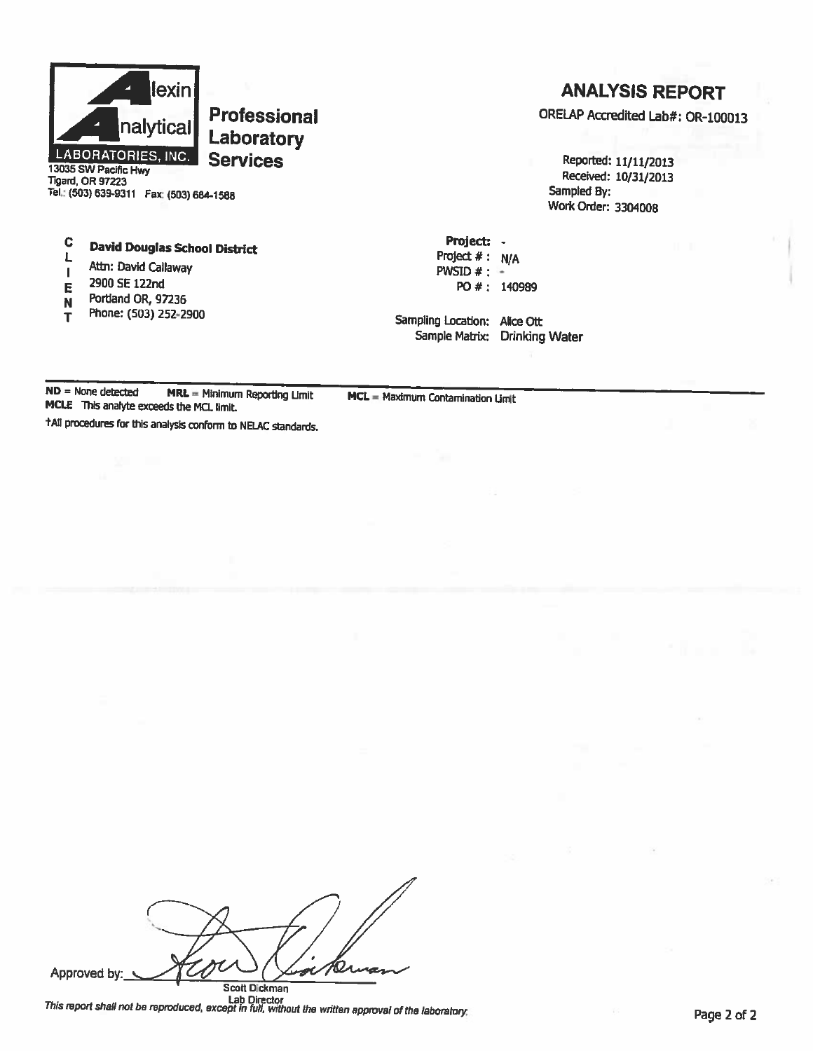**Alexin Analytical LABORATORIES, INC.**

**Professional Laboratory Services**

13035 SW Pacific Hwy
Tigard, OR 97223
Tel.: (503) 639-9311 Fax: (503) 684-1588

# ANALYSIS REPORT

ORELAP Accredited Lab#: OR-100013

Reported: 11/11/2013
Received: 10/31/2013
Sampled By:
Work Order: 3304008

**CLIENT**

**David Douglas School District**
Attn: David Callaway
2900 SE 122nd
Portland OR, 97236
Phone: (503) 252-2900

**Project:** -
Project # : N/A
PWSID # : -
PO # : 140989

Sampling Location: Alice Ott
Sample Matrix: Drinking Water

**ND** = None detected **MRL** = Minimum Reporting Limit **MCL** = Maximum Contamination Limit
**MCLE** This analyte exceeds the MCL limit.

†All procedures for this analysis conform to NELAC standards.

Approved by: _______________
Scott Dickman
Lab Director

*This report shall not be reproduced, except in full, without the written approval of the laboratory.*